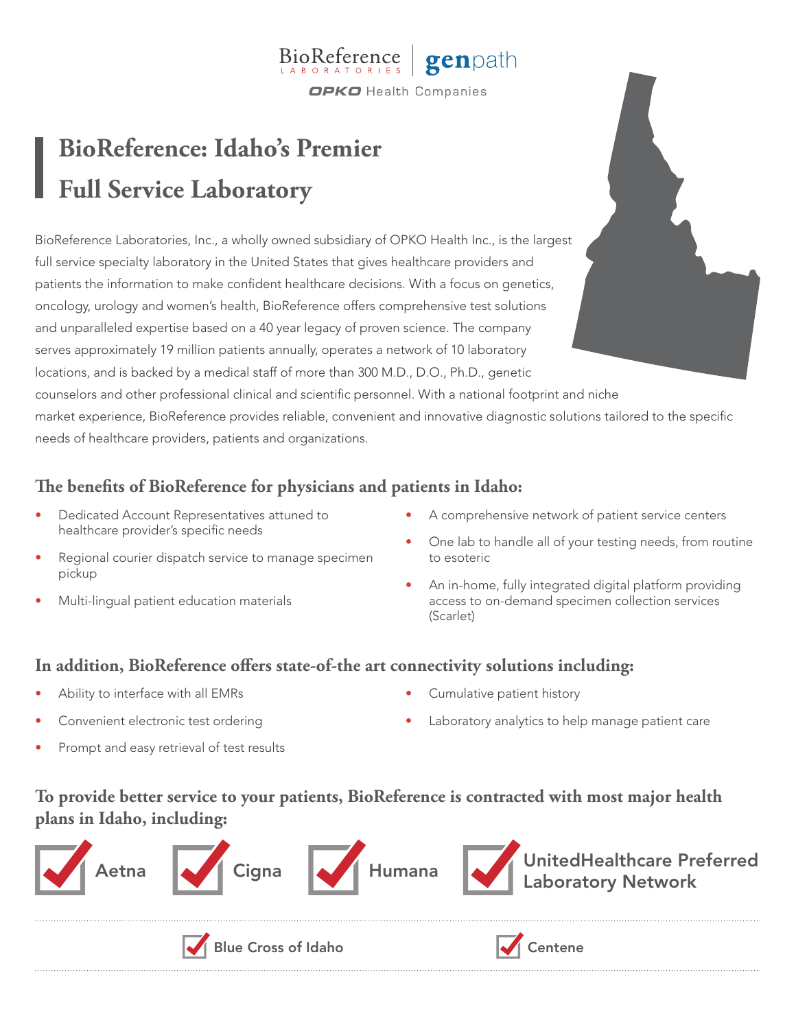BioReference LABORATORIES | genpath

OPKO Health Companies

# BioReference: Idaho's Premier Full Service Laboratory

BioReference Laboratories, Inc., a wholly owned subsidiary of OPKO Health Inc., is the largest full service specialty laboratory in the United States that gives healthcare providers and patients the information to make confident healthcare decisions. With a focus on genetics, oncology, urology and women's health, BioReference offers comprehensive test solutions and unparalleled expertise based on a 40 year legacy of proven science. The company serves approximately 19 million patients annually, operates a network of 10 laboratory locations, and is backed by a medical staff of more than 300 M.D., D.O., Ph.D., genetic counselors and other professional clinical and scientific personnel. With a national footprint and niche market experience, BioReference provides reliable, convenient and innovative diagnostic solutions tailored to the specific needs of healthcare providers, patients and organizations.

## The benefits of BioReference for physicians and patients in Idaho:

- Dedicated Account Representatives attuned to healthcare provider's specific needs
- Regional courier dispatch service to manage specimen pickup
- Multi-lingual patient education materials
- A comprehensive network of patient service centers
- One lab to handle all of your testing needs, from routine to esoteric
- An in-home, fully integrated digital platform providing access to on-demand specimen collection services (Scarlet)

## In addition, BioReference offers state-of-the art connectivity solutions including:

- Ability to interface with all EMRs
- Convenient electronic test ordering
- Prompt and easy retrieval of test results
- Cumulative patient history
- Laboratory analytics to help manage patient care

## To provide better service to your patients, BioReference is contracted with most major health plans in Idaho, including:

- ☑ Aetna
- ☑ Cigna
- ☑ Humana
- ☑ UnitedHealthcare Preferred Laboratory Network
- ☑ Blue Cross of Idaho
- ☑ Centene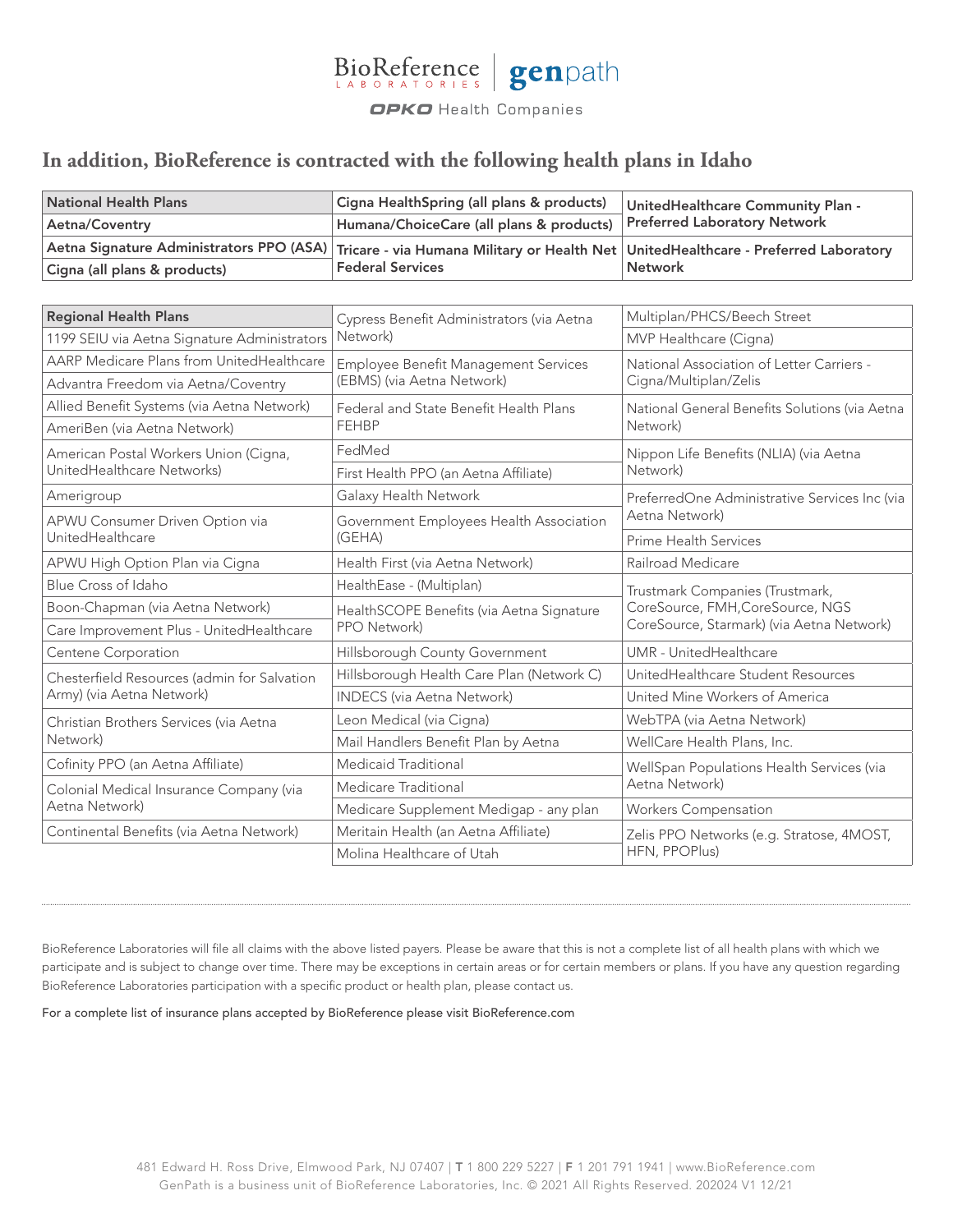## In addition, BioReference is contracted with the following health plans in Idaho

| National Health Plans | | |
|---|---|---|
| Aetna/Coventry | Cigna HealthSpring (all plans & products) | UnitedHealthcare Community Plan - Preferred Laboratory Network |
| Aetna Signature Administrators PPO (ASA) | Humana/ChoiceCare (all plans & products) | UnitedHealthcare - Preferred Laboratory Network |
| Cigna (all plans & products) | Tricare - via Humana Military or Health Net Federal Services | |

| Regional Health Plans | | |
|---|---|---|
| 1199 SEIU via Aetna Signature Administrators | Cypress Benefit Administrators (via Aetna Network) | Multiplan/PHCS/Beech Street |
| AARP Medicare Plans from UnitedHealthcare | Employee Benefit Management Services (EBMS) (via Aetna Network) | MVP Healthcare (Cigna) |
| Advantra Freedom via Aetna/Coventry | Federal and State Benefit Health Plans FEHBP | National Association of Letter Carriers - Cigna/Multiplan/Zelis |
| Allied Benefit Systems (via Aetna Network) | FedMed | National General Benefits Solutions (via Aetna Network) |
| AmeriBen (via Aetna Network) | First Health PPO (an Aetna Affiliate) | Nippon Life Benefits (NLIA) (via Aetna Network) |
| American Postal Workers Union (Cigna, UnitedHealthcare Networks) | Galaxy Health Network | PreferredOne Administrative Services Inc (via Aetna Network) |
| Amerigroup | Government Employees Health Association (GEHA) | Prime Health Services |
| APWU Consumer Driven Option via UnitedHealthcare | Health First (via Aetna Network) | Railroad Medicare |
| APWU High Option Plan via Cigna | HealthEase - (Multiplan) | Trustmark Companies (Trustmark, CoreSource, FMH,CoreSource, NGS CoreSource, Starmark) (via Aetna Network) |
| Blue Cross of Idaho | HealthSCOPE Benefits (via Aetna Signature PPO Network) | UMR - UnitedHealthcare |
| Boon-Chapman (via Aetna Network) | Hillsborough County Government | UnitedHealthcare Student Resources |
| Care Improvement Plus - UnitedHealthcare | Hillsborough Health Care Plan (Network C) | United Mine Workers of America |
| Centene Corporation | INDECS (via Aetna Network) | WebTPA (via Aetna Network) |
| Chesterfield Resources (admin for Salvation Army) (via Aetna Network) | Leon Medical (via Cigna) | WellCare Health Plans, Inc. |
| Christian Brothers Services (via Aetna Network) | Mail Handlers Benefit Plan by Aetna | WellSpan Populations Health Services (via Aetna Network) |
| Cofinity PPO (an Aetna Affiliate) | Medicaid Traditional | Workers Compensation |
| Colonial Medical Insurance Company (via Aetna Network) | Medicare Traditional | Zelis PPO Networks (e.g. Stratose, 4MOST, HFN, PPOPlus) |
| Continental Benefits (via Aetna Network) | Medicare Supplement Medigap - any plan | |
| | Meritain Health (an Aetna Affiliate) | |
| | Molina Healthcare of Utah | |

BioReference Laboratories will file all claims with the above listed payers. Please be aware that this is not a complete list of all health plans with which we participate and is subject to change over time. There may be exceptions in certain areas or for certain members or plans. If you have any question regarding BioReference Laboratories participation with a specific product or health plan, please contact us.

For a complete list of insurance plans accepted by BioReference please visit BioReference.com

481 Edward H. Ross Drive, Elmwood Park, NJ 07407 | T 1 800 229 5227 | F 1 201 791 1941 | www.BioReference.com
GenPath is a business unit of BioReference Laboratories, Inc. © 2021 All Rights Reserved. 202024 V1 12/21